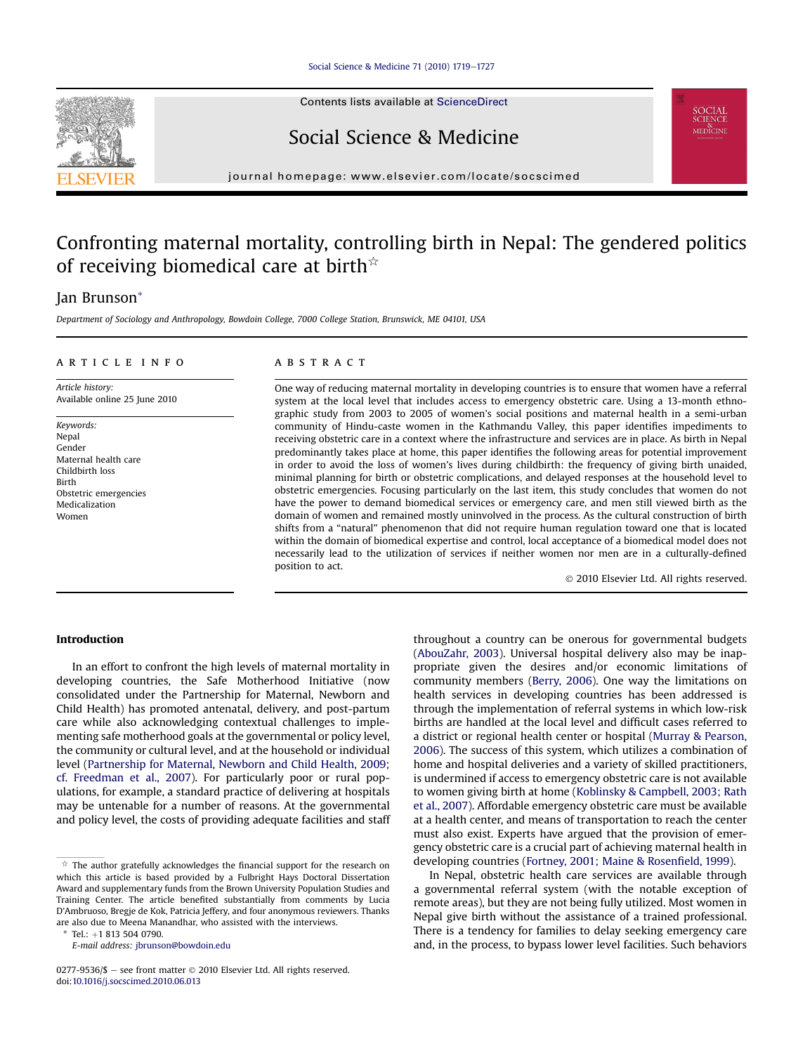# Confronting maternal mortality, controlling birth in Nepal: The gendered politics of receiving biomedical care at birth☆

Jan Brunson*

*Department of Sociology and Anthropology, Bowdoin College, 7000 College Station, Brunswick, ME 04101, USA*

**ARTICLE INFO**

*Article history:*
Available online 25 June 2010

*Keywords:*
Nepal
Gender
Maternal health care
Childbirth loss
Birth
Obstetric emergencies
Medicalization
Women

**ABSTRACT**

One way of reducing maternal mortality in developing countries is to ensure that women have a referral system at the local level that includes access to emergency obstetric care. Using a 13-month ethnographic study from 2003 to 2005 of women's social positions and maternal health in a semi-urban community of Hindu-caste women in the Kathmandu Valley, this paper identifies impediments to receiving obstetric care in a context where the infrastructure and services are in place. As birth in Nepal predominantly takes place at home, this paper identifies the following areas for potential improvement in order to avoid the loss of women's lives during childbirth: the frequency of giving birth unaided, minimal planning for birth or obstetric complications, and delayed responses at the household level to obstetric emergencies. Focusing particularly on the last item, this study concludes that women do not have the power to demand biomedical services or emergency care, and men still viewed birth as the domain of women and remained mostly uninvolved in the process. As the cultural construction of birth shifts from a "natural" phenomenon that did not require human regulation toward one that is located within the domain of biomedical expertise and control, local acceptance of a biomedical model does not necessarily lead to the utilization of services if neither women nor men are in a culturally-defined position to act.

© 2010 Elsevier Ltd. All rights reserved.

## Introduction

In an effort to confront the high levels of maternal mortality in developing countries, the Safe Motherhood Initiative (now consolidated under the Partnership for Maternal, Newborn and Child Health) has promoted antenatal, delivery, and post-partum care while also acknowledging contextual challenges to implementing safe motherhood goals at the governmental or policy level, the community or cultural level, and at the household or individual level (Partnership for Maternal, Newborn and Child Health, 2009; cf. Freedman et al., 2007). For particularly poor or rural populations, for example, a standard practice of delivering at hospitals may be untenable for a number of reasons. At the governmental and policy level, the costs of providing adequate facilities and staff throughout a country can be onerous for governmental budgets (AbouZahr, 2003). Universal hospital delivery also may be inappropriate given the desires and/or economic limitations of community members (Berry, 2006). One way the limitations on health services in developing countries has been addressed is through the implementation of referral systems in which low-risk births are handled at the local level and difficult cases referred to a district or regional health center or hospital (Murray & Pearson, 2006). The success of this system, which utilizes a combination of home and hospital deliveries and a variety of skilled practitioners, is undermined if access to emergency obstetric care is not available to women giving birth at home (Koblinsky & Campbell, 2003; Rath et al., 2007). Affordable emergency obstetric care must be available at a health center, and means of transportation to reach the center must also exist. Experts have argued that the provision of emergency obstetric care is a crucial part of achieving maternal health in developing countries (Fortney, 2001; Maine & Rosenfield, 1999).

In Nepal, obstetric health care services are available through a governmental referral system (with the notable exception of remote areas), but they are not being fully utilized. Most women in Nepal give birth without the assistance of a trained professional. There is a tendency for families to delay seeking emergency care and, in the process, to bypass lower level facilities. Such behaviors

☆ The author gratefully acknowledges the financial support for the research on which this article is based provided by a Fulbright Hays Doctoral Dissertation Award and supplementary funds from the Brown University Population Studies and Training Center. The article benefited substantially from comments by Lucia D'Ambruoso, Bregje de Kok, Patricia Jeffery, and four anonymous reviewers. Thanks are also due to Meena Manandhar, who assisted with the interviews.

\* Tel.: +1 813 504 0790.
*E-mail address:* jbrunson@bowdoin.edu

0277-9536/$ – see front matter © 2010 Elsevier Ltd. All rights reserved.
doi:10.1016/j.socscimed.2010.06.013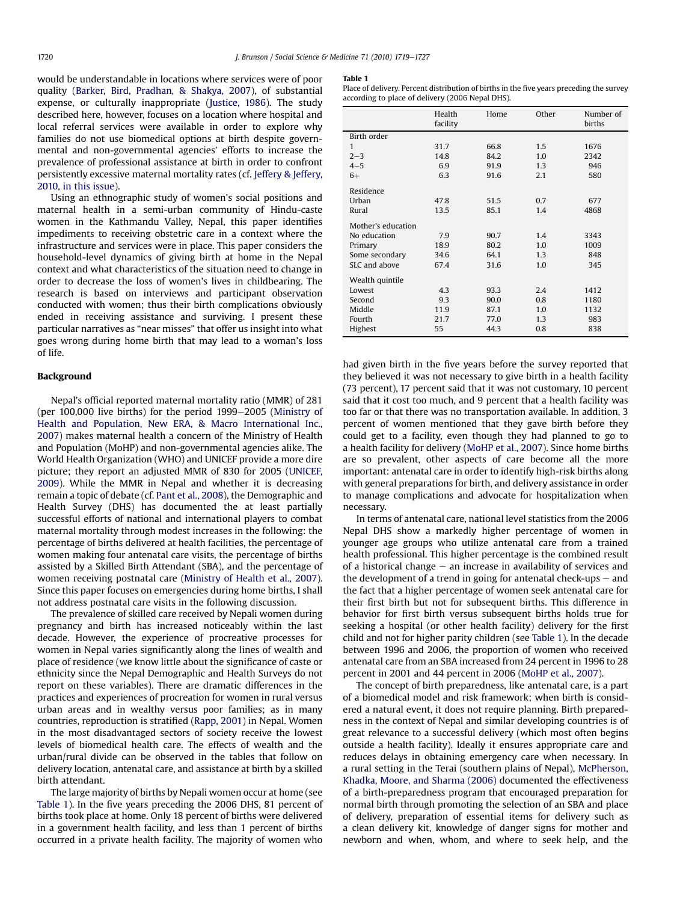would be understandable in locations where services were of poor quality (Barker, Bird, Pradhan, & Shakya, 2007), of substantial expense, or culturally inappropriate (Justice, 1986). The study described here, however, focuses on a location where hospital and local referral services were available in order to explore why families do not use biomedical options at birth despite governmental and non-governmental agencies' efforts to increase the prevalence of professional assistance at birth in order to confront persistently excessive maternal mortality rates (cf. Jeffery & Jeffery, 2010, in this issue).

Using an ethnographic study of women's social positions and maternal health in a semi-urban community of Hindu-caste women in the Kathmandu Valley, Nepal, this paper identifies impediments to receiving obstetric care in a context where the infrastructure and services were in place. This paper considers the household-level dynamics of giving birth at home in the Nepal context and what characteristics of the situation need to change in order to decrease the loss of women's lives in childbearing. The research is based on interviews and participant observation conducted with women; thus their birth complications obviously ended in receiving assistance and surviving. I present these particular narratives as "near misses" that offer us insight into what goes wrong during home birth that may lead to a woman's loss of life.

## Background

Nepal's official reported maternal mortality ratio (MMR) of 281 (per 100,000 live births) for the period 1999–2005 (Ministry of Health and Population, New ERA, & Macro International Inc., 2007) makes maternal health a concern of the Ministry of Health and Population (MoHP) and non-governmental agencies alike. The World Health Organization (WHO) and UNICEF provide a more dire picture; they report an adjusted MMR of 830 for 2005 (UNICEF, 2009). While the MMR in Nepal and whether it is decreasing remain a topic of debate (cf. Pant et al., 2008), the Demographic and Health Survey (DHS) has documented the at least partially successful efforts of national and international players to combat maternal mortality through modest increases in the following: the percentage of births delivered at health facilities, the percentage of women making four antenatal care visits, the percentage of births assisted by a Skilled Birth Attendant (SBA), and the percentage of women receiving postnatal care (Ministry of Health et al., 2007). Since this paper focuses on emergencies during home births, I shall not address postnatal care visits in the following discussion.

The prevalence of skilled care received by Nepali women during pregnancy and birth has increased noticeably within the last decade. However, the experience of procreative processes for women in Nepal varies significantly along the lines of wealth and place of residence (we know little about the significance of caste or ethnicity since the Nepal Demographic and Health Surveys do not report on these variables). There are dramatic differences in the practices and experiences of procreation for women in rural versus urban areas and in wealthy versus poor families; as in many countries, reproduction is stratified (Rapp, 2001) in Nepal. Women in the most disadvantaged sectors of society receive the lowest levels of biomedical health care. The effects of wealth and the urban/rural divide can be observed in the tables that follow on delivery location, antenatal care, and assistance at birth by a skilled birth attendant.

The large majority of births by Nepali women occur at home (see Table 1). In the five years preceding the 2006 DHS, 81 percent of births took place at home. Only 18 percent of births were delivered in a government health facility, and less than 1 percent of births occurred in a private health facility. The majority of women who had given birth in the five years before the survey reported that they believed it was not necessary to give birth in a health facility (73 percent), 17 percent said that it was not customary, 10 percent said that it cost too much, and 9 percent that a health facility was too far or that there was no transportation available. In addition, 3 percent of women mentioned that they gave birth before they could get to a facility, even though they had planned to go to a health facility for delivery (MoHP et al., 2007). Since home births are so prevalent, other aspects of care become all the more important: antenatal care in order to identify high-risk births along with general preparations for birth, and delivery assistance in order to manage complications and advocate for hospitalization when necessary.

**Table 1**
Place of delivery. Percent distribution of births in the five years preceding the survey according to place of delivery (2006 Nepal DHS).

| | Health facility | Home | Other | Number of births |
|---|---|---|---|---|
| Birth order | | | | |
| 1 | 31.7 | 66.8 | 1.5 | 1676 |
| 2–3 | 14.8 | 84.2 | 1.0 | 2342 |
| 4–5 | 6.9 | 91.9 | 1.3 | 946 |
| 6+ | 6.3 | 91.6 | 2.1 | 580 |
| Residence | | | | |
| Urban | 47.8 | 51.5 | 0.7 | 677 |
| Rural | 13.5 | 85.1 | 1.4 | 4868 |
| Mother's education | | | | |
| No education | 7.9 | 90.7 | 1.4 | 3343 |
| Primary | 18.9 | 80.2 | 1.0 | 1009 |
| Some secondary | 34.6 | 64.1 | 1.3 | 848 |
| SLC and above | 67.4 | 31.6 | 1.0 | 345 |
| Wealth quintile | | | | |
| Lowest | 4.3 | 93.3 | 2.4 | 1412 |
| Second | 9.3 | 90.0 | 0.8 | 1180 |
| Middle | 11.9 | 87.1 | 1.0 | 1132 |
| Fourth | 21.7 | 77.0 | 1.3 | 983 |
| Highest | 55 | 44.3 | 0.8 | 838 |

In terms of antenatal care, national level statistics from the 2006 Nepal DHS show a markedly higher percentage of women in younger age groups who utilize antenatal care from a trained health professional. This higher percentage is the combined result of a historical change – an increase in availability of services and the development of a trend in going for antenatal check-ups – and the fact that a higher percentage of women seek antenatal care for their first birth but not for subsequent births. This difference in behavior for first birth versus subsequent births holds true for seeking a hospital (or other health facility) delivery for the first child and not for higher parity children (see Table 1). In the decade between 1996 and 2006, the proportion of women who received antenatal care from an SBA increased from 24 percent in 1996 to 28 percent in 2001 and 44 percent in 2006 (MoHP et al., 2007).

The concept of birth preparedness, like antenatal care, is a part of a biomedical model and risk framework; when birth is considered a natural event, it does not require planning. Birth preparedness in the context of Nepal and similar developing countries is of great relevance to a successful delivery (which most often begins outside a health facility). Ideally it ensures appropriate care and reduces delays in obtaining emergency care when necessary. In a rural setting in the Terai (southern plains of Nepal), McPherson, Khadka, Moore, and Sharma (2006) documented the effectiveness of a birth-preparedness program that encouraged preparation for normal birth through promoting the selection of an SBA and place of delivery, preparation of essential items for delivery such as a clean delivery kit, knowledge of danger signs for mother and newborn and when, whom, and where to seek help, and the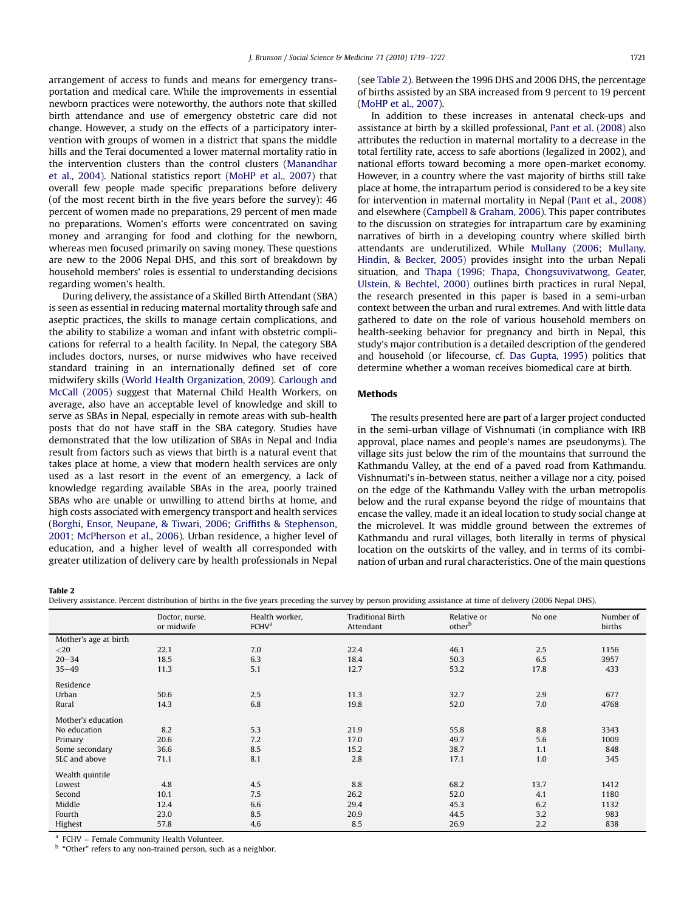arrangement of access to funds and means for emergency transportation and medical care. While the improvements in essential newborn practices were noteworthy, the authors note that skilled birth attendance and use of emergency obstetric care did not change. However, a study on the effects of a participatory intervention with groups of women in a district that spans the middle hills and the Terai documented a lower maternal mortality ratio in the intervention clusters than the control clusters (Manandhar et al., 2004). National statistics report (MoHP et al., 2007) that overall few people made specific preparations before delivery (of the most recent birth in the five years before the survey): 46 percent of women made no preparations, 29 percent of men made no preparations. Women's efforts were concentrated on saving money and arranging for food and clothing for the newborn, whereas men focused primarily on saving money. These questions are new to the 2006 Nepal DHS, and this sort of breakdown by household members' roles is essential to understanding decisions regarding women's health.

During delivery, the assistance of a Skilled Birth Attendant (SBA) is seen as essential in reducing maternal mortality through safe and aseptic practices, the skills to manage certain complications, and the ability to stabilize a woman and infant with obstetric complications for referral to a health facility. In Nepal, the category SBA includes doctors, nurses, or nurse midwives who have received standard training in an internationally defined set of core midwifery skills (World Health Organization, 2009). Carlough and McCall (2005) suggest that Maternal Child Health Workers, on average, also have an acceptable level of knowledge and skill to serve as SBAs in Nepal, especially in remote areas with sub-health posts that do not have staff in the SBA category. Studies have demonstrated that the low utilization of SBAs in Nepal and India result from factors such as views that birth is a natural event that takes place at home, a view that modern health services are only used as a last resort in the event of an emergency, a lack of knowledge regarding available SBAs in the area, poorly trained SBAs who are unable or unwilling to attend births at home, and high costs associated with emergency transport and health services (Borghi, Ensor, Neupane, & Tiwari, 2006; Griffiths & Stephenson, 2001; McPherson et al., 2006). Urban residence, a higher level of education, and a higher level of wealth all corresponded with greater utilization of delivery care by health professionals in Nepal (see Table 2). Between the 1996 DHS and 2006 DHS, the percentage of births assisted by an SBA increased from 9 percent to 19 percent (MoHP et al., 2007).

In addition to these increases in antenatal check-ups and assistance at birth by a skilled professional, Pant et al. (2008) also attributes the reduction in maternal mortality to a decrease in the total fertility rate, access to safe abortions (legalized in 2002), and national efforts toward becoming a more open-market economy. However, in a country where the vast majority of births still take place at home, the intrapartum period is considered to be a key site for intervention in maternal mortality in Nepal (Pant et al., 2008) and elsewhere (Campbell & Graham, 2006). This paper contributes to the discussion on strategies for intrapartum care by examining narratives of birth in a developing country where skilled birth attendants are underutilized. While Mullany (2006; Mullany, Hindin, & Becker, 2005) provides insight into the urban Nepali situation, and Thapa (1996; Thapa, Chongsuvivatwong, Geater, Ulstein, & Bechtel, 2000) outlines birth practices in rural Nepal, the research presented in this paper is based in a semi-urban context between the urban and rural extremes. And with little data gathered to date on the role of various household members on health-seeking behavior for pregnancy and birth in Nepal, this study's major contribution is a detailed description of the gendered and household (or lifecourse, cf. Das Gupta, 1995) politics that determine whether a woman receives biomedical care at birth.

## Methods

The results presented here are part of a larger project conducted in the semi-urban village of Vishnumati (in compliance with IRB approval, place names and people's names are pseudonyms). The village sits just below the rim of the mountains that surround the Kathmandu Valley, at the end of a paved road from Kathmandu. Vishnumati's in-between status, neither a village nor a city, poised on the edge of the Kathmandu Valley with the urban metropolis below and the rural expanse beyond the ridge of mountains that encase the valley, made it an ideal location to study social change at the microlevel. It was middle ground between the extremes of Kathmandu and rural villages, both literally in terms of physical location on the outskirts of the valley, and in terms of its combination of urban and rural characteristics. One of the main questions

**Table 2**
Delivery assistance. Percent distribution of births in the five years preceding the survey by person providing assistance at time of delivery (2006 Nepal DHS).

| | Doctor, nurse, or midwife | Health worker, FCHV[a] | Traditional Birth Attendant | Relative or other[b] | No one | Number of births |
|---|---|---|---|---|---|---|
| Mother's age at birth | | | | | | |
| <20 | 22.1 | 7.0 | 22.4 | 46.1 | 2.5 | 1156 |
| 20–34 | 18.5 | 6.3 | 18.4 | 50.3 | 6.5 | 3957 |
| 35–49 | 11.3 | 5.1 | 12.7 | 53.2 | 17.8 | 433 |
| Residence | | | | | | |
| Urban | 50.6 | 2.5 | 11.3 | 32.7 | 2.9 | 677 |
| Rural | 14.3 | 6.8 | 19.8 | 52.0 | 7.0 | 4768 |
| Mother's education | | | | | | |
| No education | 8.2 | 5.3 | 21.9 | 55.8 | 8.8 | 3343 |
| Primary | 20.6 | 7.2 | 17.0 | 49.7 | 5.6 | 1009 |
| Some secondary | 36.6 | 8.5 | 15.2 | 38.7 | 1.1 | 848 |
| SLC and above | 71.1 | 8.1 | 2.8 | 17.1 | 1.0 | 345 |
| Wealth quintile | | | | | | |
| Lowest | 4.8 | 4.5 | 8.8 | 68.2 | 13.7 | 1412 |
| Second | 10.1 | 7.5 | 26.2 | 52.0 | 4.1 | 1180 |
| Middle | 12.4 | 6.6 | 29.4 | 45.3 | 6.2 | 1132 |
| Fourth | 23.0 | 8.5 | 20.9 | 44.5 | 3.2 | 983 |
| Highest | 57.8 | 4.6 | 8.5 | 26.9 | 2.2 | 838 |

[a] FCHV = Female Community Health Volunteer.
[b] "Other" refers to any non-trained person, such as a neighbor.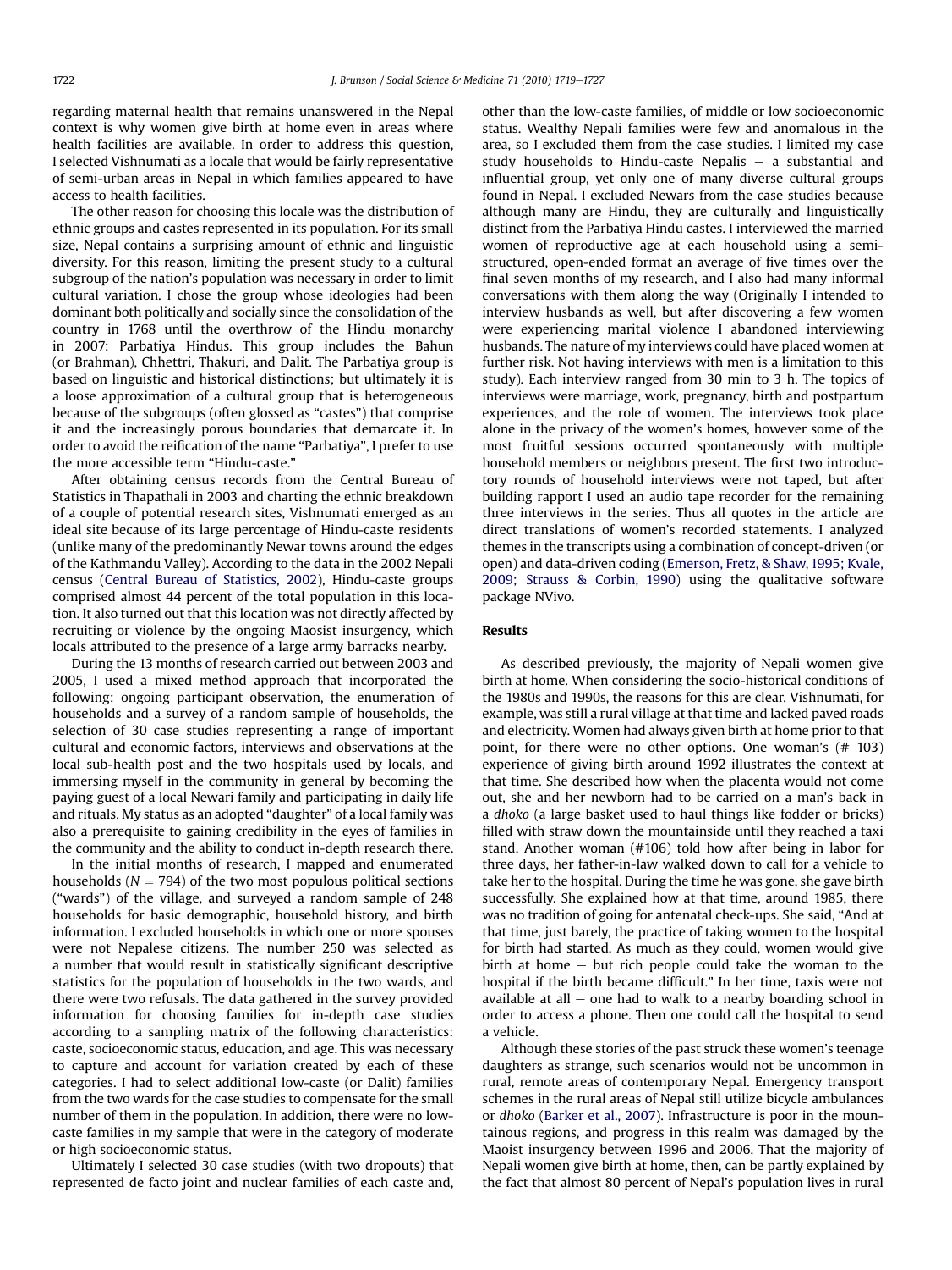regarding maternal health that remains unanswered in the Nepal context is why women give birth at home even in areas where health facilities are available. In order to address this question, I selected Vishnumati as a locale that would be fairly representative of semi-urban areas in Nepal in which families appeared to have access to health facilities.

The other reason for choosing this locale was the distribution of ethnic groups and castes represented in its population. For its small size, Nepal contains a surprising amount of ethnic and linguistic diversity. For this reason, limiting the present study to a cultural subgroup of the nation's population was necessary in order to limit cultural variation. I chose the group whose ideologies had been dominant both politically and socially since the consolidation of the country in 1768 until the overthrow of the Hindu monarchy in 2007: Parbatiya Hindus. This group includes the Bahun (or Brahman), Chhettri, Thakuri, and Dalit. The Parbatiya group is based on linguistic and historical distinctions; but ultimately it is a loose approximation of a cultural group that is heterogeneous because of the subgroups (often glossed as "castes") that comprise it and the increasingly porous boundaries that demarcate it. In order to avoid the reification of the name "Parbatiya", I prefer to use the more accessible term "Hindu-caste."

After obtaining census records from the Central Bureau of Statistics in Thapathali in 2003 and charting the ethnic breakdown of a couple of potential research sites, Vishnumati emerged as an ideal site because of its large percentage of Hindu-caste residents (unlike many of the predominantly Newar towns around the edges of the Kathmandu Valley). According to the data in the 2002 Nepali census (Central Bureau of Statistics, 2002), Hindu-caste groups comprised almost 44 percent of the total population in this location. It also turned out that this location was not directly affected by recruiting or violence by the ongoing Maosist insurgency, which locals attributed to the presence of a large army barracks nearby.

During the 13 months of research carried out between 2003 and 2005, I used a mixed method approach that incorporated the following: ongoing participant observation, the enumeration of households and a survey of a random sample of households, the selection of 30 case studies representing a range of important cultural and economic factors, interviews and observations at the local sub-health post and the two hospitals used by locals, and immersing myself in the community in general by becoming the paying guest of a local Newari family and participating in daily life and rituals. My status as an adopted "daughter" of a local family was also a prerequisite to gaining credibility in the eyes of families in the community and the ability to conduct in-depth research there.

In the initial months of research, I mapped and enumerated households ($N = 794$) of the two most populous political sections ("wards") of the village, and surveyed a random sample of 248 households for basic demographic, household history, and birth information. I excluded households in which one or more spouses were not Nepalese citizens. The number 250 was selected as a number that would result in statistically significant descriptive statistics for the population of households in the two wards, and there were two refusals. The data gathered in the survey provided information for choosing families for in-depth case studies according to a sampling matrix of the following characteristics: caste, socioeconomic status, education, and age. This was necessary to capture and account for variation created by each of these categories. I had to select additional low-caste (or Dalit) families from the two wards for the case studies to compensate for the small number of them in the population. In addition, there were no low-caste families in my sample that were in the category of moderate or high socioeconomic status.

Ultimately I selected 30 case studies (with two dropouts) that represented de facto joint and nuclear families of each caste and, other than the low-caste families, of middle or low socioeconomic status. Wealthy Nepali families were few and anomalous in the area, so I excluded them from the case studies. I limited my case study households to Hindu-caste Nepalis – a substantial and influential group, yet only one of many diverse cultural groups found in Nepal. I excluded Newars from the case studies because although many are Hindu, they are culturally and linguistically distinct from the Parbatiya Hindu castes. I interviewed the married women of reproductive age at each household using a semi-structured, open-ended format an average of five times over the final seven months of my research, and I also had many informal conversations with them along the way (Originally I intended to interview husbands as well, but after discovering a few women were experiencing marital violence I abandoned interviewing husbands. The nature of my interviews could have placed women at further risk. Not having interviews with men is a limitation to this study). Each interview ranged from 30 min to 3 h. The topics of interviews were marriage, work, pregnancy, birth and postpartum experiences, and the role of women. The interviews took place alone in the privacy of the women's homes, however some of the most fruitful sessions occurred spontaneously with multiple household members or neighbors present. The first two introductory rounds of household interviews were not taped, but after building rapport I used an audio tape recorder for the remaining three interviews in the series. Thus all quotes in the article are direct translations of women's recorded statements. I analyzed themes in the transcripts using a combination of concept-driven (or open) and data-driven coding (Emerson, Fretz, & Shaw, 1995; Kvale, 2009; Strauss & Corbin, 1990) using the qualitative software package NVivo.

## Results

As described previously, the majority of Nepali women give birth at home. When considering the socio-historical conditions of the 1980s and 1990s, the reasons for this are clear. Vishnumati, for example, was still a rural village at that time and lacked paved roads and electricity. Women had always given birth at home prior to that point, for there were no other options. One woman's (# 103) experience of giving birth around 1992 illustrates the context at that time. She described how when the placenta would not come out, she and her newborn had to be carried on a man's back in a *dhoko* (a large basket used to haul things like fodder or bricks) filled with straw down the mountainside until they reached a taxi stand. Another woman (#106) told how after being in labor for three days, her father-in-law walked down to call for a vehicle to take her to the hospital. During the time he was gone, she gave birth successfully. She explained how at that time, around 1985, there was no tradition of going for antenatal check-ups. She said, "And at that time, just barely, the practice of taking women to the hospital for birth had started. As much as they could, women would give birth at home – but rich people could take the woman to the hospital if the birth became difficult." In her time, taxis were not available at all – one had to walk to a nearby boarding school in order to access a phone. Then one could call the hospital to send a vehicle.

Although these stories of the past struck these women's teenage daughters as strange, such scenarios would not be uncommon in rural, remote areas of contemporary Nepal. Emergency transport schemes in the rural areas of Nepal still utilize bicycle ambulances or *dhoko* (Barker et al., 2007). Infrastructure is poor in the mountainous regions, and progress in this realm was damaged by the Maoist insurgency between 1996 and 2006. That the majority of Nepali women give birth at home, then, can be partly explained by the fact that almost 80 percent of Nepal's population lives in rural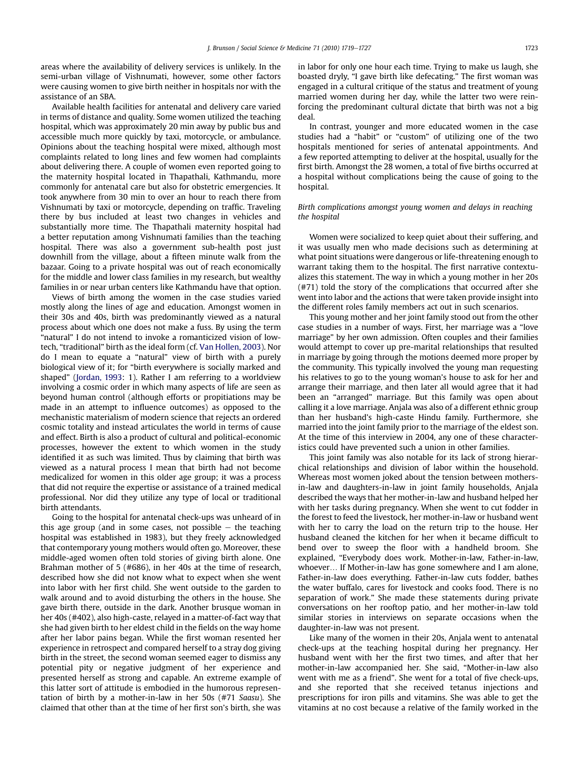areas where the availability of delivery services is unlikely. In the semi-urban village of Vishnumati, however, some other factors were causing women to give birth neither in hospitals nor with the assistance of an SBA.

Available health facilities for antenatal and delivery care varied in terms of distance and quality. Some women utilized the teaching hospital, which was approximately 20 min away by public bus and accessible much more quickly by taxi, motorcycle, or ambulance. Opinions about the teaching hospital were mixed, although most complaints related to long lines and few women had complaints about delivering there. A couple of women even reported going to the maternity hospital located in Thapathali, Kathmandu, more commonly for antenatal care but also for obstetric emergencies. It took anywhere from 30 min to over an hour to reach there from Vishnumati by taxi or motorcycle, depending on traffic. Traveling there by bus included at least two changes in vehicles and substantially more time. The Thapathali maternity hospital had a better reputation among Vishnumati families than the teaching hospital. There was also a government sub-health post just downhill from the village, about a fifteen minute walk from the bazaar. Going to a private hospital was out of reach economically for the middle and lower class families in my research, but wealthy families in or near urban centers like Kathmandu have that option.

Views of birth among the women in the case studies varied mostly along the lines of age and education. Amongst women in their 30s and 40s, birth was predominantly viewed as a natural process about which one does not make a fuss. By using the term "natural" I do not intend to invoke a romanticized vision of low-tech, "traditional" birth as the ideal form (cf. Van Hollen, 2003). Nor do I mean to equate a "natural" view of birth with a purely biological view of it; for "birth everywhere is socially marked and shaped" (Jordan, 1993: 1). Rather I am referring to a worldview involving a cosmic order in which many aspects of life are seen as beyond human control (although efforts or propitiations may be made in an attempt to influence outcomes) as opposed to the mechanistic materialism of modern science that rejects an ordered cosmic totality and instead articulates the world in terms of cause and effect. Birth is also a product of cultural and political-economic processes, however the extent to which women in the study identified it as such was limited. Thus by claiming that birth was viewed as a natural process I mean that birth had not become medicalized for women in this older age group; it was a process that did not require the expertise or assistance of a trained medical professional. Nor did they utilize any type of local or traditional birth attendants.

Going to the hospital for antenatal check-ups was unheard of in this age group (and in some cases, not possible – the teaching hospital was established in 1983), but they freely acknowledged that contemporary young mothers would often go. Moreover, these middle-aged women often told stories of giving birth alone. One Brahman mother of 5 (#686), in her 40s at the time of research, described how she did not know what to expect when she went into labor with her first child. She went outside to the garden to walk around and to avoid disturbing the others in the house. She gave birth there, outside in the dark. Another brusque woman in her 40s (#402), also high-caste, relayed in a matter-of-fact way that she had given birth to her eldest child in the fields on the way home after her labor pains began. While the first woman resented her experience in retrospect and compared herself to a stray dog giving birth in the street, the second woman seemed eager to dismiss any potential pity or negative judgment of her experience and presented herself as strong and capable. An extreme example of this latter sort of attitude is embodied in the humorous representation of birth by a mother-in-law in her 50s (#71 *Saasu*). She claimed that other than at the time of her first son's birth, she was in labor for only one hour each time. Trying to make us laugh, she boasted dryly, "I gave birth like defecating." The first woman was engaged in a cultural critique of the status and treatment of young married women during her day, while the latter two were reinforcing the predominant cultural dictate that birth was not a big deal.

In contrast, younger and more educated women in the case studies had a "habit" or "custom" of utilizing one of the two hospitals mentioned for series of antenatal appointments. And a few reported attempting to deliver at the hospital, usually for the first birth. Amongst the 28 women, a total of five births occurred at a hospital without complications being the cause of going to the hospital.

### *Birth complications amongst young women and delays in reaching the hospital*

Women were socialized to keep quiet about their suffering, and it was usually men who made decisions such as determining at what point situations were dangerous or life-threatening enough to warrant taking them to the hospital. The first narrative contextualizes this statement. The way in which a young mother in her 20s (#71) told the story of the complications that occurred after she went into labor and the actions that were taken provide insight into the different roles family members act out in such scenarios.

This young mother and her joint family stood out from the other case studies in a number of ways. First, her marriage was a "love marriage" by her own admission. Often couples and their families would attempt to cover up pre-marital relationships that resulted in marriage by going through the motions deemed more proper by the community. This typically involved the young man requesting his relatives to go to the young woman's house to ask for her and arrange their marriage, and then later all would agree that it had been an "arranged" marriage. But this family was open about calling it a love marriage. Anjala was also of a different ethnic group than her husband's high-caste Hindu family. Furthermore, she married into the joint family prior to the marriage of the eldest son. At the time of this interview in 2004, any one of these characteristics could have prevented such a union in other families.

This joint family was also notable for its lack of strong hierarchical relationships and division of labor within the household. Whereas most women joked about the tension between mothers-in-law and daughters-in-law in joint family households, Anjala described the ways that her mother-in-law and husband helped her with her tasks during pregnancy. When she went to cut fodder in the forest to feed the livestock, her mother-in-law or husband went with her to carry the load on the return trip to the house. Her husband cleaned the kitchen for her when it became difficult to bend over to sweep the floor with a handheld broom. She explained, "Everybody does work. Mother-in-law, Father-in-law, whoever… If Mother-in-law has gone somewhere and I am alone, Father-in-law does everything. Father-in-law cuts fodder, bathes the water buffalo, cares for livestock and cooks food. There is no separation of work." She made these statements during private conversations on her rooftop patio, and her mother-in-law told similar stories in interviews on separate occasions when the daughter-in-law was not present.

Like many of the women in their 20s, Anjala went to antenatal check-ups at the teaching hospital during her pregnancy. Her husband went with her the first two times, and after that her mother-in-law accompanied her. She said, "Mother-in-law also went with me as a friend". She went for a total of five check-ups, and she reported that she received tetanus injections and prescriptions for iron pills and vitamins. She was able to get the vitamins at no cost because a relative of the family worked in the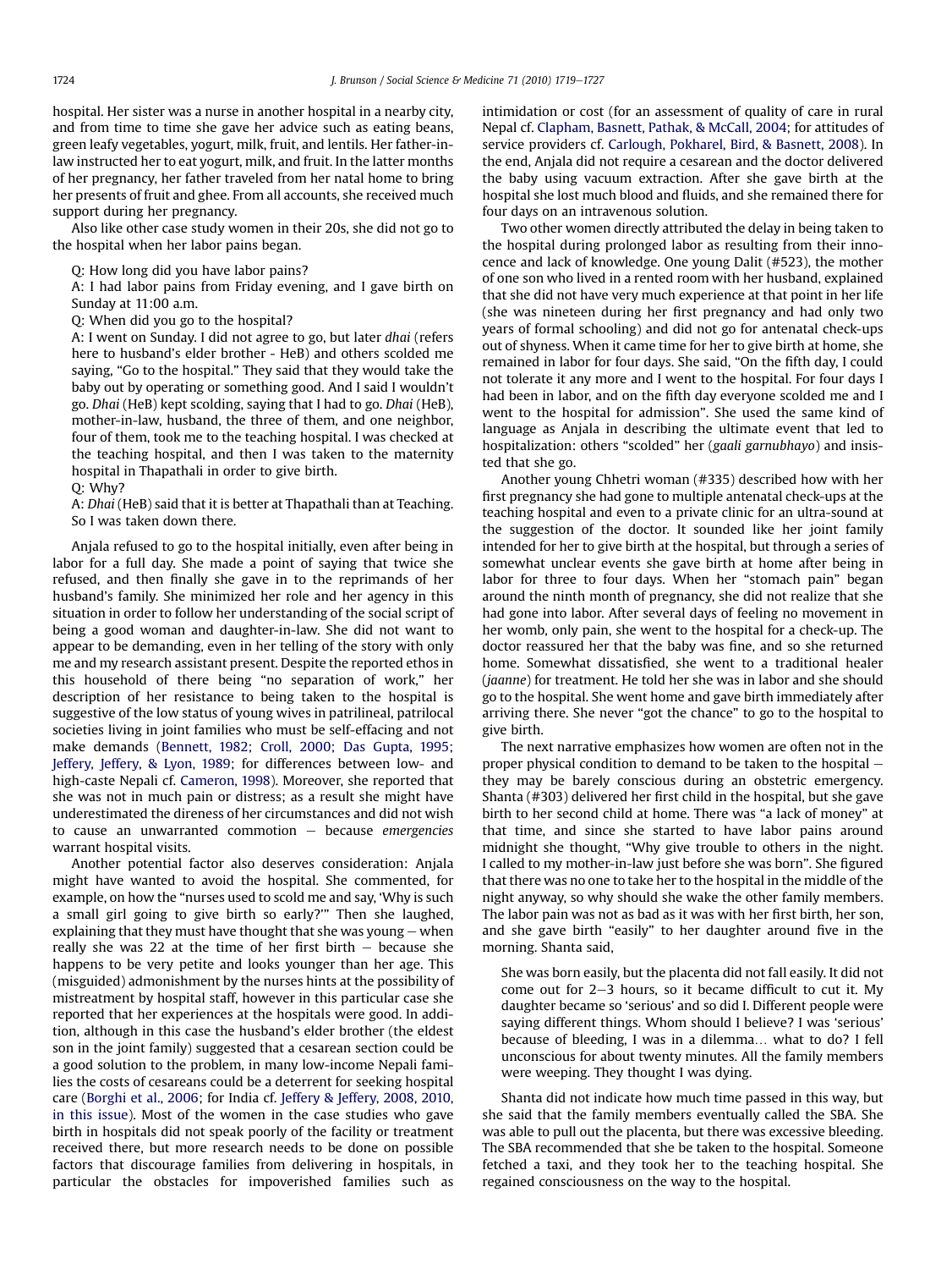hospital. Her sister was a nurse in another hospital in a nearby city, and from time to time she gave her advice such as eating beans, green leafy vegetables, yogurt, milk, fruit, and lentils. Her father-in-law instructed her to eat yogurt, milk, and fruit. In the latter months of her pregnancy, her father traveled from her natal home to bring her presents of fruit and ghee. From all accounts, she received much support during her pregnancy.

Also like other case study women in their 20s, she did not go to the hospital when her labor pains began.

> Q: How long did you have labor pains?
>
> A: I had labor pains from Friday evening, and I gave birth on Sunday at 11:00 a.m.
>
> Q: When did you go to the hospital?
>
> A: I went on Sunday. I did not agree to go, but later *dhai* (refers here to husband's elder brother - HeB) and others scolded me saying, "Go to the hospital." They said that they would take the baby out by operating or something good. And I said I wouldn't go. *Dhai* (HeB) kept scolding, saying that I had to go. *Dhai* (HeB), mother-in-law, husband, the three of them, and one neighbor, four of them, took me to the teaching hospital. I was checked at the teaching hospital, and then I was taken to the maternity hospital in Thapathali in order to give birth.
>
> Q: Why?
>
> A: *Dhai* (HeB) said that it is better at Thapathali than at Teaching. So I was taken down there.

Anjala refused to go to the hospital initially, even after being in labor for a full day. She made a point of saying that twice she refused, and then finally she gave in to the reprimands of her husband's family. She minimized her role and her agency in this situation in order to follow her understanding of the social script of being a good woman and daughter-in-law. She did not want to appear to be demanding, even in her telling of the story with only me and my research assistant present. Despite the reported ethos in this household of there being "no separation of work," her description of her resistance to being taken to the hospital is suggestive of the low status of young wives in patrilineal, patrilocal societies living in joint families who must be self-effacing and not make demands (Bennett, 1982; Croll, 2000; Das Gupta, 1995; Jeffery, Jeffery, & Lyon, 1989; for differences between low- and high-caste Nepali cf. Cameron, 1998). Moreover, she reported that she was not in much pain or distress; as a result she might have underestimated the direness of her circumstances and did not wish to cause an unwarranted commotion – because *emergencies* warrant hospital visits.

Another potential factor also deserves consideration: Anjala might have wanted to avoid the hospital. She commented, for example, on how the "nurses used to scold me and say, 'Why is such a small girl going to give birth so early?'" Then she laughed, explaining that they must have thought that she was young – when really she was 22 at the time of her first birth – because she happens to be very petite and looks younger than her age. This (misguided) admonishment by the nurses hints at the possibility of mistreatment by hospital staff, however in this particular case she reported that her experiences at the hospitals were good. In addition, although in this case the husband's elder brother (the eldest son in the joint family) suggested that a cesarean section could be a good solution to the problem, in many low-income Nepali families the costs of cesareans could be a deterrent for seeking hospital care (Borghi et al., 2006; for India cf. Jeffery & Jeffery, 2008, 2010, in this issue). Most of the women in the case studies who gave birth in hospitals did not speak poorly of the facility or treatment received there, but more research needs to be done on possible factors that discourage families from delivering in hospitals, in particular the obstacles for impoverished families such as intimidation or cost (for an assessment of quality of care in rural Nepal cf. Clapham, Basnett, Pathak, & McCall, 2004; for attitudes of service providers cf. Carlough, Pokharel, Bird, & Basnett, 2008). In the end, Anjala did not require a cesarean and the doctor delivered the baby using vacuum extraction. After she gave birth at the hospital she lost much blood and fluids, and she remained there for four days on an intravenous solution.

Two other women directly attributed the delay in being taken to the hospital during prolonged labor as resulting from their innocence and lack of knowledge. One young Dalit (#523), the mother of one son who lived in a rented room with her husband, explained that she did not have very much experience at that point in her life (she was nineteen during her first pregnancy and had only two years of formal schooling) and did not go for antenatal check-ups out of shyness. When it came time for her to give birth at home, she remained in labor for four days. She said, "On the fifth day, I could not tolerate it any more and I went to the hospital. For four days I had been in labor, and on the fifth day everyone scolded me and I went to the hospital for admission". She used the same kind of language as Anjala in describing the ultimate event that led to hospitalization: others "scolded" her (*gaali garnubhayo*) and insisted that she go.

Another young Chhetri woman (#335) described how with her first pregnancy she had gone to multiple antenatal check-ups at the teaching hospital and even to a private clinic for an ultra-sound at the suggestion of the doctor. It sounded like her joint family intended for her to give birth at the hospital, but through a series of somewhat unclear events she gave birth at home after being in labor for three to four days. When her "stomach pain" began around the ninth month of pregnancy, she did not realize that she had gone into labor. After several days of feeling no movement in her womb, only pain, she went to the hospital for a check-up. The doctor reassured her that the baby was fine, and so she returned home. Somewhat dissatisfied, she went to a traditional healer (*jaanne*) for treatment. He told her she was in labor and she should go to the hospital. She went home and gave birth immediately after arriving there. She never "got the chance" to go to the hospital to give birth.

The next narrative emphasizes how women are often not in the proper physical condition to demand to be taken to the hospital – they may be barely conscious during an obstetric emergency. Shanta (#303) delivered her first child in the hospital, but she gave birth to her second child at home. There was "a lack of money" at that time, and since she started to have labor pains around midnight she thought, "Why give trouble to others in the night. I called to my mother-in-law just before she was born". She figured that there was no one to take her to the hospital in the middle of the night anyway, so why should she wake the other family members. The labor pain was not as bad as it was with her first birth, her son, and she gave birth "easily" to her daughter around five in the morning. Shanta said,

> She was born easily, but the placenta did not fall easily. It did not come out for 2–3 hours, so it became difficult to cut it. My daughter became so 'serious' and so did I. Different people were saying different things. Whom should I believe? I was 'serious' because of bleeding, I was in a dilemma… what to do? I fell unconscious for about twenty minutes. All the family members were weeping. They thought I was dying.

Shanta did not indicate how much time passed in this way, but she said that the family members eventually called the SBA. She was able to pull out the placenta, but there was excessive bleeding. The SBA recommended that she be taken to the hospital. Someone fetched a taxi, and they took her to the teaching hospital. She regained consciousness on the way to the hospital.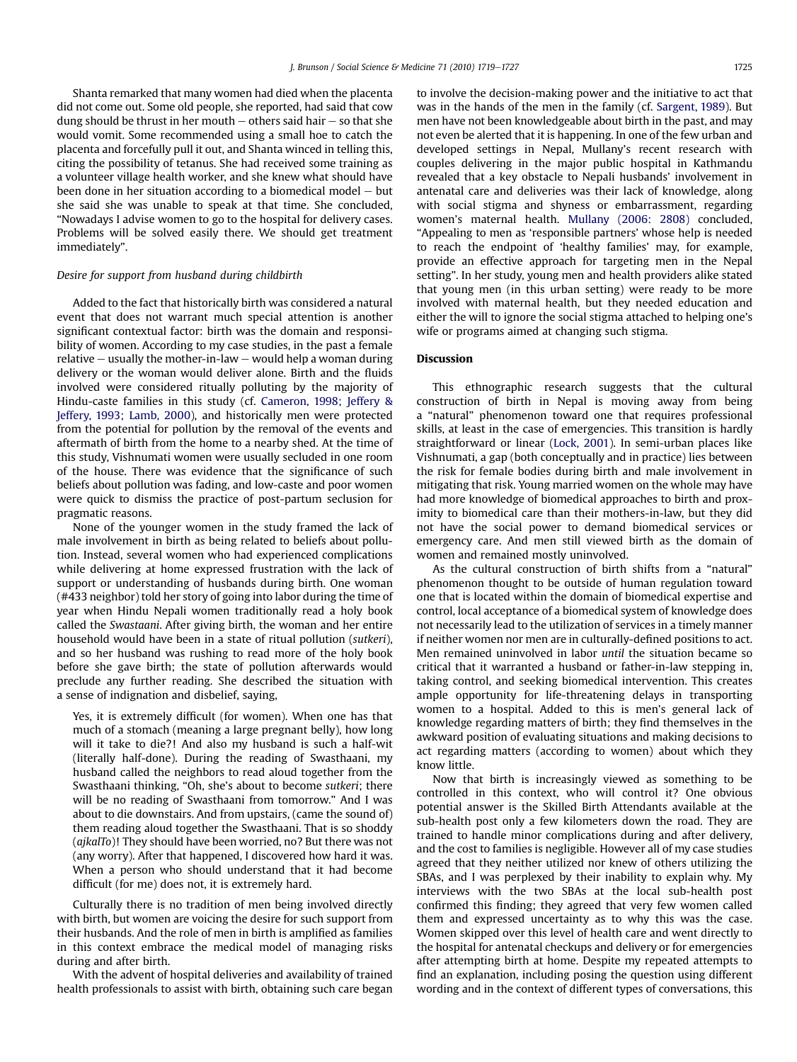Shanta remarked that many women had died when the placenta did not come out. Some old people, she reported, had said that cow dung should be thrust in her mouth – others said hair – so that she would vomit. Some recommended using a small hoe to catch the placenta and forcefully pull it out, and Shanta winced in telling this, citing the possibility of tetanus. She had received some training as a volunteer village health worker, and she knew what should have been done in her situation according to a biomedical model – but she said she was unable to speak at that time. She concluded, "Nowadays I advise women to go to the hospital for delivery cases. Problems will be solved easily there. We should get treatment immediately".

### *Desire for support from husband during childbirth*

Added to the fact that historically birth was considered a natural event that does not warrant much special attention is another significant contextual factor: birth was the domain and responsibility of women. According to my case studies, in the past a female relative – usually the mother-in-law – would help a woman during delivery or the woman would deliver alone. Birth and the fluids involved were considered ritually polluting by the majority of Hindu-caste families in this study (cf. Cameron, 1998; Jeffery & Jeffery, 1993; Lamb, 2000), and historically men were protected from the potential for pollution by the removal of the events and aftermath of birth from the home to a nearby shed. At the time of this study, Vishnumati women were usually secluded in one room of the house. There was evidence that the significance of such beliefs about pollution was fading, and low-caste and poor women were quick to dismiss the practice of post-partum seclusion for pragmatic reasons.

None of the younger women in the study framed the lack of male involvement in birth as being related to beliefs about pollution. Instead, several women who had experienced complications while delivering at home expressed frustration with the lack of support or understanding of husbands during birth. One woman (#433 neighbor) told her story of going into labor during the time of year when Hindu Nepali women traditionally read a holy book called the *Swastaani*. After giving birth, the woman and her entire household would have been in a state of ritual pollution (*sutkeri*), and so her husband was rushing to read more of the holy book before she gave birth; the state of pollution afterwards would preclude any further reading. She described the situation with a sense of indignation and disbelief, saying,

> Yes, it is extremely difficult (for women). When one has that much of a stomach (meaning a large pregnant belly), how long will it take to die?! And also my husband is such a half-wit (literally half-done). During the reading of Swasthaani, my husband called the neighbors to read aloud together from the Swasthaani thinking, "Oh, she's about to become *sutkeri*; there will be no reading of Swasthaani from tomorrow." And I was about to die downstairs. And from upstairs, (came the sound of) them reading aloud together the Swasthaani. That is so shoddy (*ajkalTo*)! They should have been worried, no? But there was not (any worry). After that happened, I discovered how hard it was. When a person who should understand that it had become difficult (for me) does not, it is extremely hard.

Culturally there is no tradition of men being involved directly with birth, but women are voicing the desire for such support from their husbands. And the role of men in birth is amplified as families in this context embrace the medical model of managing risks during and after birth.

With the advent of hospital deliveries and availability of trained health professionals to assist with birth, obtaining such care began to involve the decision-making power and the initiative to act that was in the hands of the men in the family (cf. Sargent, 1989). But men have not been knowledgeable about birth in the past, and may not even be alerted that it is happening. In one of the few urban and developed settings in Nepal, Mullany's recent research with couples delivering in the major public hospital in Kathmandu revealed that a key obstacle to Nepali husbands' involvement in antenatal care and deliveries was their lack of knowledge, along with social stigma and shyness or embarrassment, regarding women's maternal health. Mullany (2006: 2808) concluded, "Appealing to men as 'responsible partners' whose help is needed to reach the endpoint of 'healthy families' may, for example, provide an effective approach for targeting men in the Nepal setting". In her study, young men and health providers alike stated that young men (in this urban setting) were ready to be more involved with maternal health, but they needed education and either the will to ignore the social stigma attached to helping one's wife or programs aimed at changing such stigma.

## Discussion

This ethnographic research suggests that the cultural construction of birth in Nepal is moving away from being a "natural" phenomenon toward one that requires professional skills, at least in the case of emergencies. This transition is hardly straightforward or linear (Lock, 2001). In semi-urban places like Vishnumati, a gap (both conceptually and in practice) lies between the risk for female bodies during birth and male involvement in mitigating that risk. Young married women on the whole may have had more knowledge of biomedical approaches to birth and proximity to biomedical care than their mothers-in-law, but they did not have the social power to demand biomedical services or emergency care. And men still viewed birth as the domain of women and remained mostly uninvolved.

As the cultural construction of birth shifts from a "natural" phenomenon thought to be outside of human regulation toward one that is located within the domain of biomedical expertise and control, local acceptance of a biomedical system of knowledge does not necessarily lead to the utilization of services in a timely manner if neither women nor men are in culturally-defined positions to act. Men remained uninvolved in labor *until* the situation became so critical that it warranted a husband or father-in-law stepping in, taking control, and seeking biomedical intervention. This creates ample opportunity for life-threatening delays in transporting women to a hospital. Added to this is men's general lack of knowledge regarding matters of birth; they find themselves in the awkward position of evaluating situations and making decisions to act regarding matters (according to women) about which they know little.

Now that birth is increasingly viewed as something to be controlled in this context, who will control it? One obvious potential answer is the Skilled Birth Attendants available at the sub-health post only a few kilometers down the road. They are trained to handle minor complications during and after delivery, and the cost to families is negligible. However all of my case studies agreed that they neither utilized nor knew of others utilizing the SBAs, and I was perplexed by their inability to explain why. My interviews with the two SBAs at the local sub-health post confirmed this finding; they agreed that very few women called them and expressed uncertainty as to why this was the case. Women skipped over this level of health care and went directly to the hospital for antenatal checkups and delivery or for emergencies after attempting birth at home. Despite my repeated attempts to find an explanation, including posing the question using different wording and in the context of different types of conversations, this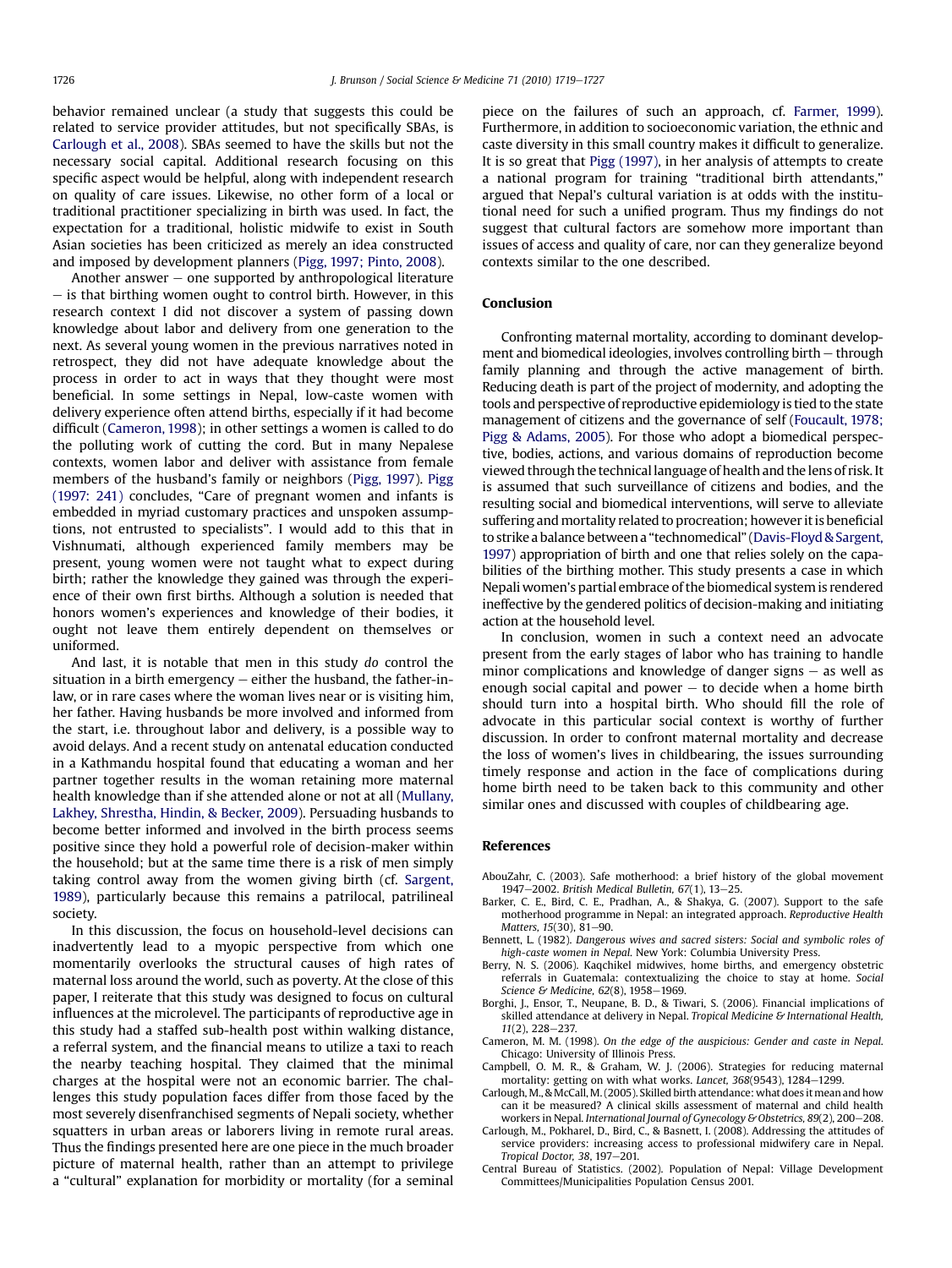behavior remained unclear (a study that suggests this could be related to service provider attitudes, but not specifically SBAs, is Carlough et al., 2008). SBAs seemed to have the skills but not the necessary social capital. Additional research focusing on this specific aspect would be helpful, along with independent research on quality of care issues. Likewise, no other form of a local or traditional practitioner specializing in birth was used. In fact, the expectation for a traditional, holistic midwife to exist in South Asian societies has been criticized as merely an idea constructed and imposed by development planners (Pigg, 1997; Pinto, 2008).

Another answer – one supported by anthropological literature – is that birthing women ought to control birth. However, in this research context I did not discover a system of passing down knowledge about labor and delivery from one generation to the next. As several young women in the previous narratives noted in retrospect, they did not have adequate knowledge about the process in order to act in ways that they thought were most beneficial. In some settings in Nepal, low-caste women with delivery experience often attend births, especially if it had become difficult (Cameron, 1998); in other settings a women is called to do the polluting work of cutting the cord. But in many Nepalese contexts, women labor and deliver with assistance from female members of the husband's family or neighbors (Pigg, 1997). Pigg (1997: 241) concludes, "Care of pregnant women and infants is embedded in myriad customary practices and unspoken assumptions, not entrusted to specialists". I would add to this that in Vishnumati, although experienced family members may be present, young women were not taught what to expect during birth; rather the knowledge they gained was through the experience of their own first births. Although a solution is needed that honors women's experiences and knowledge of their bodies, it ought not leave them entirely dependent on themselves or uniformed.

And last, it is notable that men in this study *do* control the situation in a birth emergency – either the husband, the father-in-law, or in rare cases where the woman lives near or is visiting him, her father. Having husbands be more involved and informed from the start, i.e. throughout labor and delivery, is a possible way to avoid delays. And a recent study on antenatal education conducted in a Kathmandu hospital found that educating a woman and her partner together results in the woman retaining more maternal health knowledge than if she attended alone or not at all (Mullany, Lakhey, Shrestha, Hindin, & Becker, 2009). Persuading husbands to become better informed and involved in the birth process seems positive since they hold a powerful role of decision-maker within the household; but at the same time there is a risk of men simply taking control away from the women giving birth (cf. Sargent, 1989), particularly because this remains a patrilocal, patrilineal society.

In this discussion, the focus on household-level decisions can inadvertently lead to a myopic perspective from which one momentarily overlooks the structural causes of high rates of maternal loss around the world, such as poverty. At the close of this paper, I reiterate that this study was designed to focus on cultural influences at the microlevel. The participants of reproductive age in this study had a staffed sub-health post within walking distance, a referral system, and the financial means to utilize a taxi to reach the nearby teaching hospital. They claimed that the minimal charges at the hospital were not an economic barrier. The challenges this study population faces differ from those faced by the most severely disenfranchised segments of Nepali society, whether squatters in urban areas or laborers living in remote rural areas. Thus the findings presented here are one piece in the much broader picture of maternal health, rather than an attempt to privilege a "cultural" explanation for morbidity or mortality (for a seminal piece on the failures of such an approach, cf. Farmer, 1999). Furthermore, in addition to socioeconomic variation, the ethnic and caste diversity in this small country makes it difficult to generalize. It is so great that Pigg (1997), in her analysis of attempts to create a national program for training "traditional birth attendants," argued that Nepal's cultural variation is at odds with the institutional need for such a unified program. Thus my findings do not suggest that cultural factors are somehow more important than issues of access and quality of care, nor can they generalize beyond contexts similar to the one described.

## Conclusion

Confronting maternal mortality, according to dominant development and biomedical ideologies, involves controlling birth – through family planning and through the active management of birth. Reducing death is part of the project of modernity, and adopting the tools and perspective of reproductive epidemiology is tied to the state management of citizens and the governance of self (Foucault, 1978; Pigg & Adams, 2005). For those who adopt a biomedical perspective, bodies, actions, and various domains of reproduction become viewed through the technical language of health and the lens of risk. It is assumed that such surveillance of citizens and bodies, and the resulting social and biomedical interventions, will serve to alleviate suffering and mortality related to procreation; however it is beneficial to strike a balance between a "technomedical" (Davis-Floyd & Sargent, 1997) appropriation of birth and one that relies solely on the capabilities of the birthing mother. This study presents a case in which Nepali women's partial embrace of the biomedical system is rendered ineffective by the gendered politics of decision-making and initiating action at the household level.

In conclusion, women in such a context need an advocate present from the early stages of labor who has training to handle minor complications and knowledge of danger signs – as well as enough social capital and power – to decide when a home birth should turn into a hospital birth. Who should fill the role of advocate in this particular social context is worthy of further discussion. In order to confront maternal mortality and decrease the loss of women's lives in childbearing, the issues surrounding timely response and action in the face of complications during home birth need to be taken back to this community and other similar ones and discussed with couples of childbearing age.

## References

AbouZahr, C. (2003). Safe motherhood: a brief history of the global movement 1947–2002. *British Medical Bulletin, 67*(1), 13–25.

Barker, C. E., Bird, C. E., Pradhan, A., & Shakya, G. (2007). Support to the safe motherhood programme in Nepal: an integrated approach. *Reproductive Health Matters, 15*(30), 81–90.

Bennett, L. (1982). *Dangerous wives and sacred sisters: Social and symbolic roles of high-caste women in Nepal.* New York: Columbia University Press.

Berry, N. S. (2006). Kaqchikel midwives, home births, and emergency obstetric referrals in Guatemala: contextualizing the choice to stay at home. *Social Science & Medicine, 62*(8), 1958–1969.

Borghi, J., Ensor, T., Neupane, B. D., & Tiwari, S. (2006). Financial implications of skilled attendance at delivery in Nepal. *Tropical Medicine & International Health, 11*(2), 228–237.

Cameron, M. M. (1998). *On the edge of the auspicious: Gender and caste in Nepal.* Chicago: University of Illinois Press.

Campbell, O. M. R., & Graham, W. J. (2006). Strategies for reducing maternal mortality: getting on with what works. *Lancet, 368*(9543), 1284–1299.

Carlough, M., & McCall, M. (2005). Skilled birth attendance: what does it mean and how can it be measured? A clinical skills assessment of maternal and child health workers in Nepal. *International Journal of Gynecology & Obstetrics, 89*(2), 200–208.

Carlough, M., Pokharel, D., Bird, C., & Basnett, I. (2008). Addressing the attitudes of service providers: increasing access to professional midwifery care in Nepal. *Tropical Doctor, 38*, 197–201.

Central Bureau of Statistics. (2002). Population of Nepal: Village Development Committees/Municipalities Population Census 2001.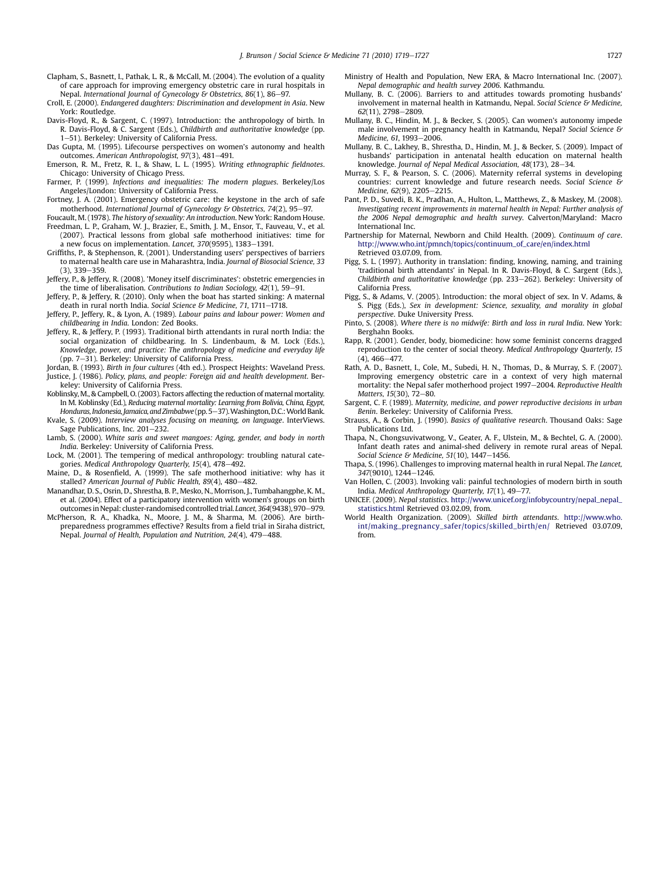Clapham, S., Basnett, I., Pathak, L. R., & McCall, M. (2004). The evolution of a quality of care approach for improving emergency obstetric care in rural hospitals in Nepal. *International Journal of Gynecology & Obstetrics, 86*(1), 86–97.

Croll, E. (2000). *Endangered daughters: Discrimination and development in Asia*. New York: Routledge.

Davis-Floyd, R., & Sargent, C. (1997). Introduction: the anthropology of birth. In R. Davis-Floyd, & C. Sargent (Eds.), *Childbirth and authoritative knowledge* (pp. 1–51). Berkeley: University of California Press.

Das Gupta, M. (1995). Lifecourse perspectives on women's autonomy and health outcomes. *American Anthropologist, 97*(3), 481–491.

Emerson, R. M., Fretz, R. I., & Shaw, L. L. (1995). *Writing ethnographic fieldnotes*. Chicago: University of Chicago Press.

Farmer, P. (1999). *Infections and inequalities: The modern plagues*. Berkeley/Los Angeles/London: University of California Press.

Fortney, J. A. (2001). Emergency obstetric care: the keystone in the arch of safe motherhood. *International Journal of Gynecology & Obstetrics, 74*(2), 95–97.

Foucault, M. (1978). *The history of sexuality: An introduction*. New York: Random House.

Freedman, L. P., Graham, W. J., Brazier, E., Smith, J. M., Ensor, T., Fauveau, V., et al. (2007). Practical lessons from global safe motherhood initiatives: time for a new focus on implementation. *Lancet, 370*(9595), 1383–1391.

Griffiths, P., & Stephenson, R. (2001). Understanding users' perspectives of barriers to maternal health care use in Maharashtra, India. *Journal of Biosocial Science, 33* (3), 339–359.

Jeffery, P., & Jeffery, R. (2008). 'Money itself discriminates': obstetric emergencies in the time of liberalisation. *Contributions to Indian Sociology, 42*(1), 59–91.

Jeffery, P., & Jeffery, R. (2010). Only when the boat has started sinking: A maternal death in rural north India. *Social Science & Medicine, 71*, 1711–1718.

Jeffery, P., Jeffery, R., & Lyon, A. (1989). *Labour pains and labour power: Women and childbearing in India*. London: Zed Books.

Jeffery, R., & Jeffery, P. (1993). Traditional birth attendants in rural north India: the social organization of childbearing. In S. Lindenbaum, & M. Lock (Eds.), *Knowledge, power, and practice: The anthropology of medicine and everyday life* (pp. 7–31). Berkeley: University of California Press.

Jordan, B. (1993). *Birth in four cultures* (4th ed.). Prospect Heights: Waveland Press.

Justice, J. (1986). *Policy, plans, and people: Foreign aid and health development*. Berkeley: University of California Press.

Koblinsky, M., & Campbell, O. (2003). Factors affecting the reduction of maternal mortality. In M. Koblinsky (Ed.), *Reducing maternal mortality: Learning from Bolivia, China, Egypt, Honduras, Indonesia, Jamaica, and Zimbabwe* (pp. 5–37). Washington, D.C.: World Bank.

Kvale, S. (2009). *Interview analyses focusing on meaning, on language*. InterViews. Sage Publications, Inc. 201–232.

Lamb, S. (2000). *White saris and sweet mangoes: Aging, gender, and body in north India*. Berkeley: University of California Press.

Lock, M. (2001). The tempering of medical anthropology: troubling natural categories. *Medical Anthropology Quarterly, 15*(4), 478–492.

Maine, D., & Rosenfield, A. (1999). The safe motherhood initiative: why has it stalled? *American Journal of Public Health, 89*(4), 480–482.

Manandhar, D. S., Osrin, D., Shrestha, B. P., Mesko, N., Morrison, J., Tumbahangphe, K. M., et al. (2004). Effect of a participatory intervention with women's groups on birth outcomes in Nepal: cluster-randomised controlled trial. *Lancet, 364*(9438), 970–979.

McPherson, R. A., Khadka, N., Moore, J. M., & Sharma, M. (2006). Are birth-preparedness programmes effective? Results from a field trial in Siraha district, Nepal. *Journal of Health, Population and Nutrition, 24*(4), 479–488.

Ministry of Health and Population, New ERA, & Macro International Inc. (2007). *Nepal demographic and health survey 2006*. Kathmandu.

Mullany, B. C. (2006). Barriers to and attitudes towards promoting husbands' involvement in maternal health in Katmandu, Nepal. *Social Science & Medicine, 62*(11), 2798–2809.

Mullany, B. C., Hindin, M. J., & Becker, S. (2005). Can women's autonomy impede male involvement in pregnancy health in Katmandu, Nepal? *Social Science & Medicine, 61*, 1993–2006.

Mullany, B. C., Lakhey, B., Shrestha, D., Hindin, M. J., & Becker, S. (2009). Impact of husbands' participation in antenatal health education on maternal health knowledge. *Journal of Nepal Medical Association, 48*(173), 28–34.

Murray, S. F., & Pearson, S. C. (2006). Maternity referral systems in developing countries: current knowledge and future research needs. *Social Science & Medicine, 62*(9), 2205–2215.

Pant, P. D., Suvedi, B. K., Pradhan, A., Hulton, L., Matthews, Z., & Maskey, M. (2008). *Investigating recent improvements in maternal health in Nepal: Further analysis of the 2006 Nepal demographic and health survey*. Calverton/Maryland: Macro International Inc.

Partnership for Maternal, Newborn and Child Health. (2009). *Continuum of care*. http://www.who.int/pmnch/topics/continuum_of_care/en/index.html Retrieved 03.07.09, from.

Pigg, S. L. (1997). Authority in translation: finding, knowing, naming, and training 'traditional birth attendants' in Nepal. In R. Davis-Floyd, & C. Sargent (Eds.), *Childbirth and authoritative knowledge* (pp. 233–262). Berkeley: University of California Press.

Pigg, S., & Adams, V. (2005). Introduction: the moral object of sex. In V. Adams, & S. Pigg (Eds.), *Sex in development: Science, sexuality, and morality in global perspective*. Duke University Press.

Pinto, S. (2008). *Where there is no midwife: Birth and loss in rural India*. New York: Berghahn Books.

Rapp, R. (2001). Gender, body, biomedicine: how some feminist concerns dragged reproduction to the center of social theory. *Medical Anthropology Quarterly, 15* (4), 466–477.

Rath, A. D., Basnett, I., Cole, M., Subedi, H. N., Thomas, D., & Murray, S. F. (2007). Improving emergency obstetric care in a context of very high maternal mortality: the Nepal safer motherhood project 1997–2004. *Reproductive Health Matters, 15*(30), 72–80.

Sargent, C. F. (1989). *Maternity, medicine, and power reproductive decisions in urban Benin*. Berkeley: University of California Press.

Strauss, A., & Corbin, J. (1990). *Basics of qualitative research*. Thousand Oaks: Sage Publications Ltd.

Thapa, N., Chongsuvivatwong, V., Geater, A. F., Ulstein, M., & Bechtel, G. A. (2000). Infant death rates and animal-shed delivery in remote rural areas of Nepal. *Social Science & Medicine, 51*(10), 1447–1456.

Thapa, S. (1996). Challenges to improving maternal health in rural Nepal. *The Lancet, 347*(9010), 1244–1246.

Van Hollen, C. (2003). Invoking vali: painful technologies of modern birth in south India. *Medical Anthropology Quarterly, 17*(1), 49–77.

UNICEF. (2009). *Nepal statistics*. http://www.unicef.org/infobycountry/nepal_nepal_statistics.html Retrieved 03.02.09, from.

World Health Organization. (2009). *Skilled birth attendants*. http://www.who.int/making_pregnancy_safer/topics/skilled_birth/en/ Retrieved 03.07.09, from.